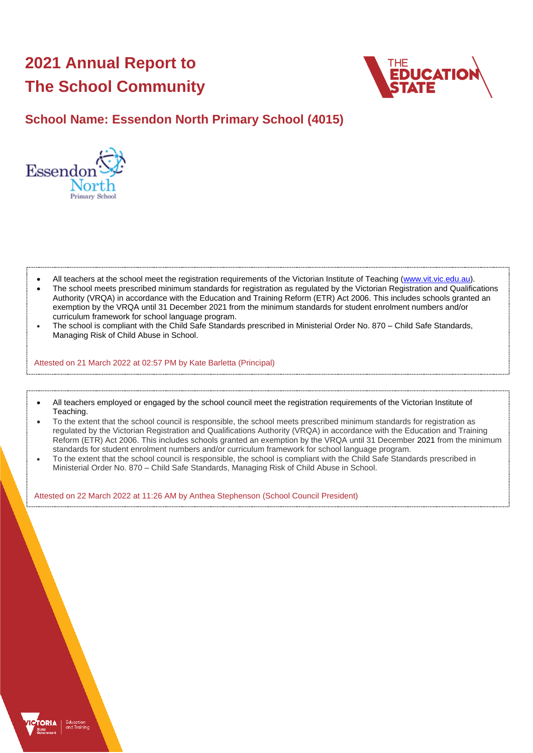# 2021 Annual Report to The School Community

## School Name: Essendon North Primary School (4015)

- All teachers at the school meet the registration requirements of the Victorian Institute of Teaching (www.vit.vic.edu.au).
- The school meets prescribed minimum standards for registration as regulated by the Victorian Registration and Qualifications Authority (VRQA) in accordance with the Education and Training Reform (ETR) Act 2006. This includes schools granted an exemption by the VRQA until 31 December 2021 from the minimum standards for student enrolment numbers and/or curriculum framework for school language program.
- The school is compliant with the Child Safe Standards prescribed in Ministerial Order No. 870 – Child Safe Standards, Managing Risk of Child Abuse in School.

Attested on 21 March 2022 at 02:57 PM by Kate Barletta (Principal)

- All teachers employed or engaged by the school council meet the registration requirements of the Victorian Institute of Teaching.
- To the extent that the school council is responsible, the school meets prescribed minimum standards for registration as regulated by the Victorian Registration and Qualifications Authority (VRQA) in accordance with the Education and Training Reform (ETR) Act 2006. This includes schools granted an exemption by the VRQA until 31 December 2021 from the minimum standards for student enrolment numbers and/or curriculum framework for school language program.
- To the extent that the school council is responsible, the school is compliant with the Child Safe Standards prescribed in Ministerial Order No. 870 – Child Safe Standards, Managing Risk of Child Abuse in School.

Attested on 22 March 2022 at 11:26 AM by Anthea Stephenson (School Council President)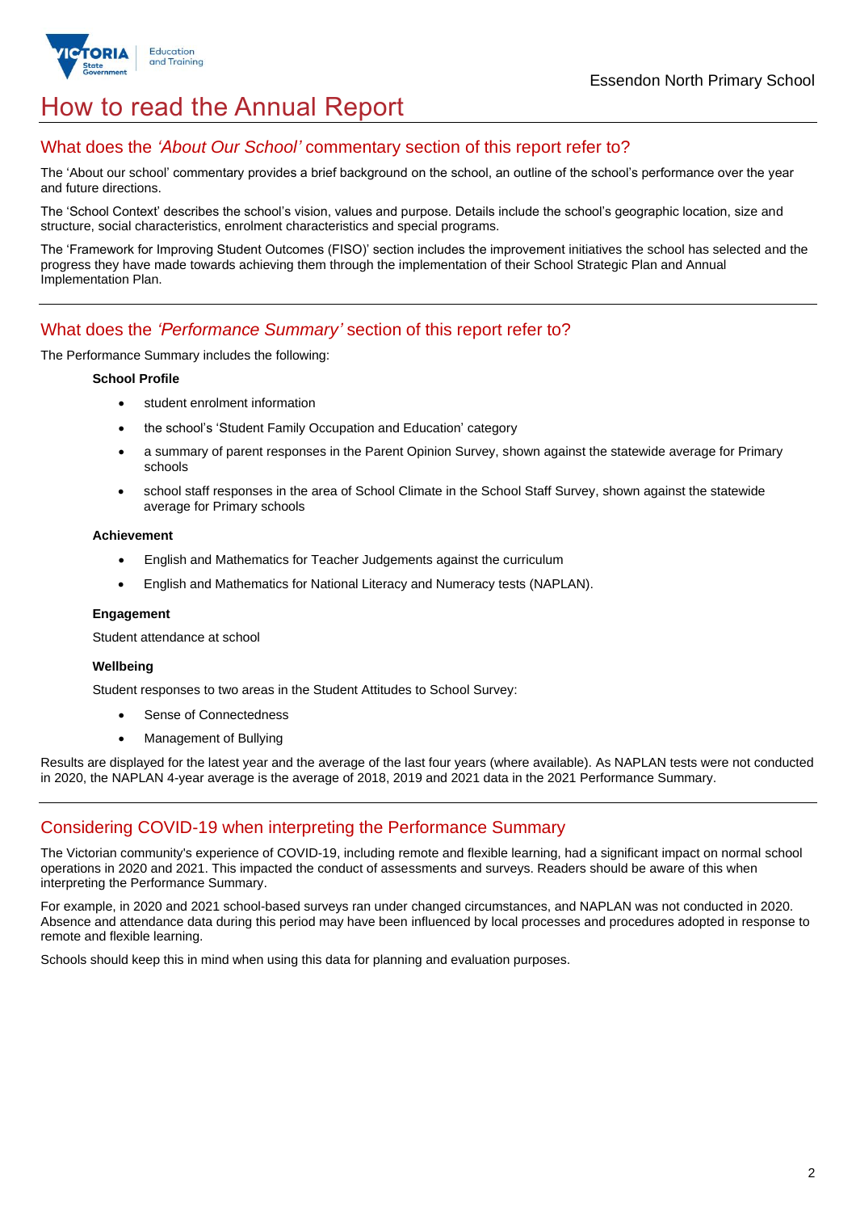# How to read the Annual Report

## What does the *'About Our School'* commentary section of this report refer to?

The 'About our school' commentary provides a brief background on the school, an outline of the school's performance over the year and future directions.

The 'School Context' describes the school's vision, values and purpose. Details include the school's geographic location, size and structure, social characteristics, enrolment characteristics and special programs.

The 'Framework for Improving Student Outcomes (FISO)' section includes the improvement initiatives the school has selected and the progress they have made towards achieving them through the implementation of their School Strategic Plan and Annual Implementation Plan.

## What does the *'Performance Summary'* section of this report refer to?

The Performance Summary includes the following:

**School Profile**

- student enrolment information
- the school's 'Student Family Occupation and Education' category
- a summary of parent responses in the Parent Opinion Survey, shown against the statewide average for Primary schools
- school staff responses in the area of School Climate in the School Staff Survey, shown against the statewide average for Primary schools

**Achievement**

- English and Mathematics for Teacher Judgements against the curriculum
- English and Mathematics for National Literacy and Numeracy tests (NAPLAN).

**Engagement**

Student attendance at school

**Wellbeing**

Student responses to two areas in the Student Attitudes to School Survey:

- Sense of Connectedness
- Management of Bullying

Results are displayed for the latest year and the average of the last four years (where available). As NAPLAN tests were not conducted in 2020, the NAPLAN 4-year average is the average of 2018, 2019 and 2021 data in the 2021 Performance Summary.

## Considering COVID-19 when interpreting the Performance Summary

The Victorian community's experience of COVID-19, including remote and flexible learning, had a significant impact on normal school operations in 2020 and 2021. This impacted the conduct of assessments and surveys. Readers should be aware of this when interpreting the Performance Summary.

For example, in 2020 and 2021 school-based surveys ran under changed circumstances, and NAPLAN was not conducted in 2020. Absence and attendance data during this period may have been influenced by local processes and procedures adopted in response to remote and flexible learning.

Schools should keep this in mind when using this data for planning and evaluation purposes.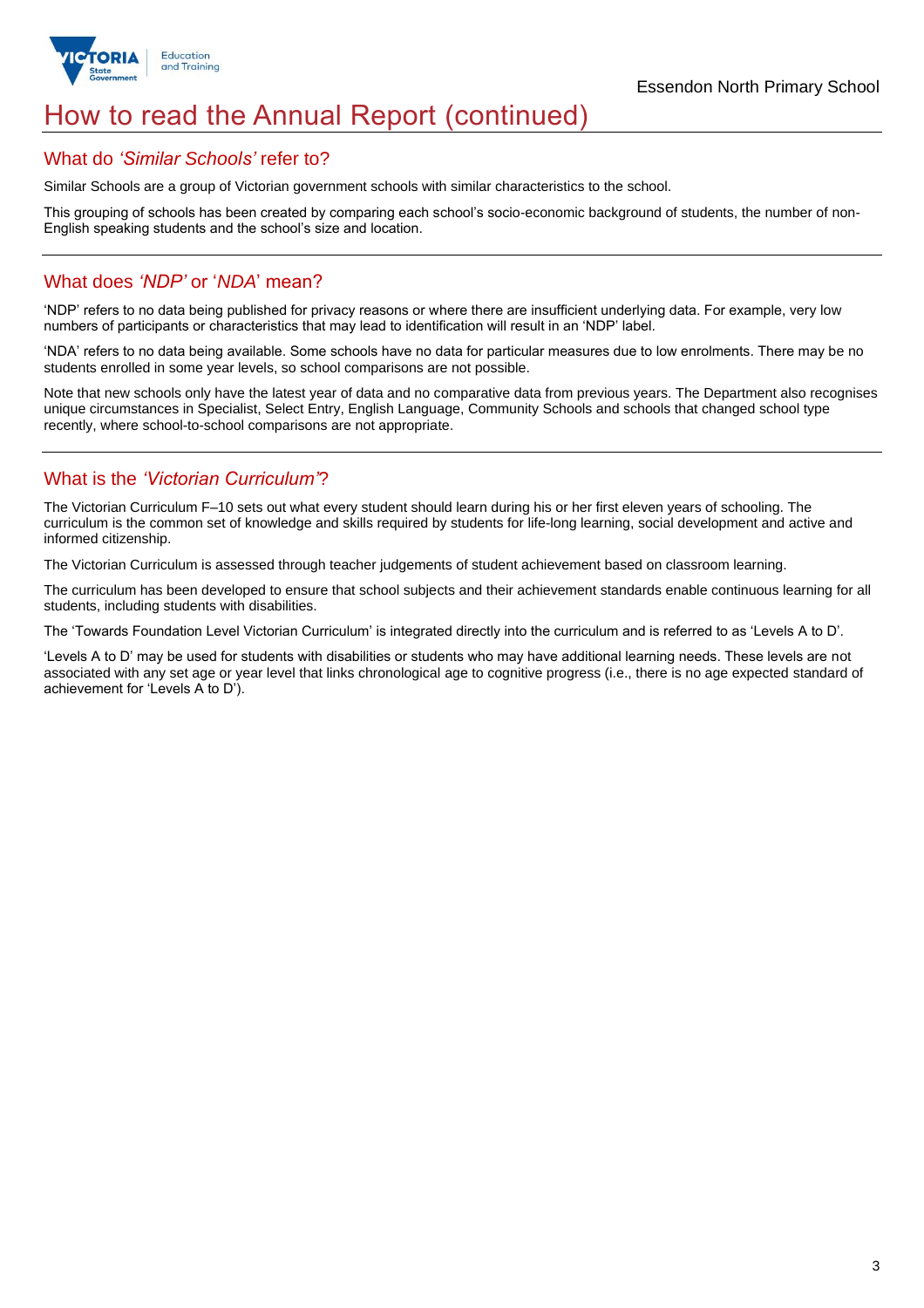# How to read the Annual Report (continued)

## What do *'Similar Schools'* refer to?

Similar Schools are a group of Victorian government schools with similar characteristics to the school.

This grouping of schools has been created by comparing each school's socio-economic background of students, the number of non-English speaking students and the school's size and location.

## What does *'NDP'* or '*NDA*' mean?

'NDP' refers to no data being published for privacy reasons or where there are insufficient underlying data. For example, very low numbers of participants or characteristics that may lead to identification will result in an 'NDP' label.

'NDA' refers to no data being available. Some schools have no data for particular measures due to low enrolments. There may be no students enrolled in some year levels, so school comparisons are not possible.

Note that new schools only have the latest year of data and no comparative data from previous years. The Department also recognises unique circumstances in Specialist, Select Entry, English Language, Community Schools and schools that changed school type recently, where school-to-school comparisons are not appropriate.

## What is the *'Victorian Curriculum'*?

The Victorian Curriculum F–10 sets out what every student should learn during his or her first eleven years of schooling. The curriculum is the common set of knowledge and skills required by students for life-long learning, social development and active and informed citizenship.

The Victorian Curriculum is assessed through teacher judgements of student achievement based on classroom learning.

The curriculum has been developed to ensure that school subjects and their achievement standards enable continuous learning for all students, including students with disabilities.

The 'Towards Foundation Level Victorian Curriculum' is integrated directly into the curriculum and is referred to as 'Levels A to D'.

'Levels A to D' may be used for students with disabilities or students who may have additional learning needs. These levels are not associated with any set age or year level that links chronological age to cognitive progress (i.e., there is no age expected standard of achievement for 'Levels A to D').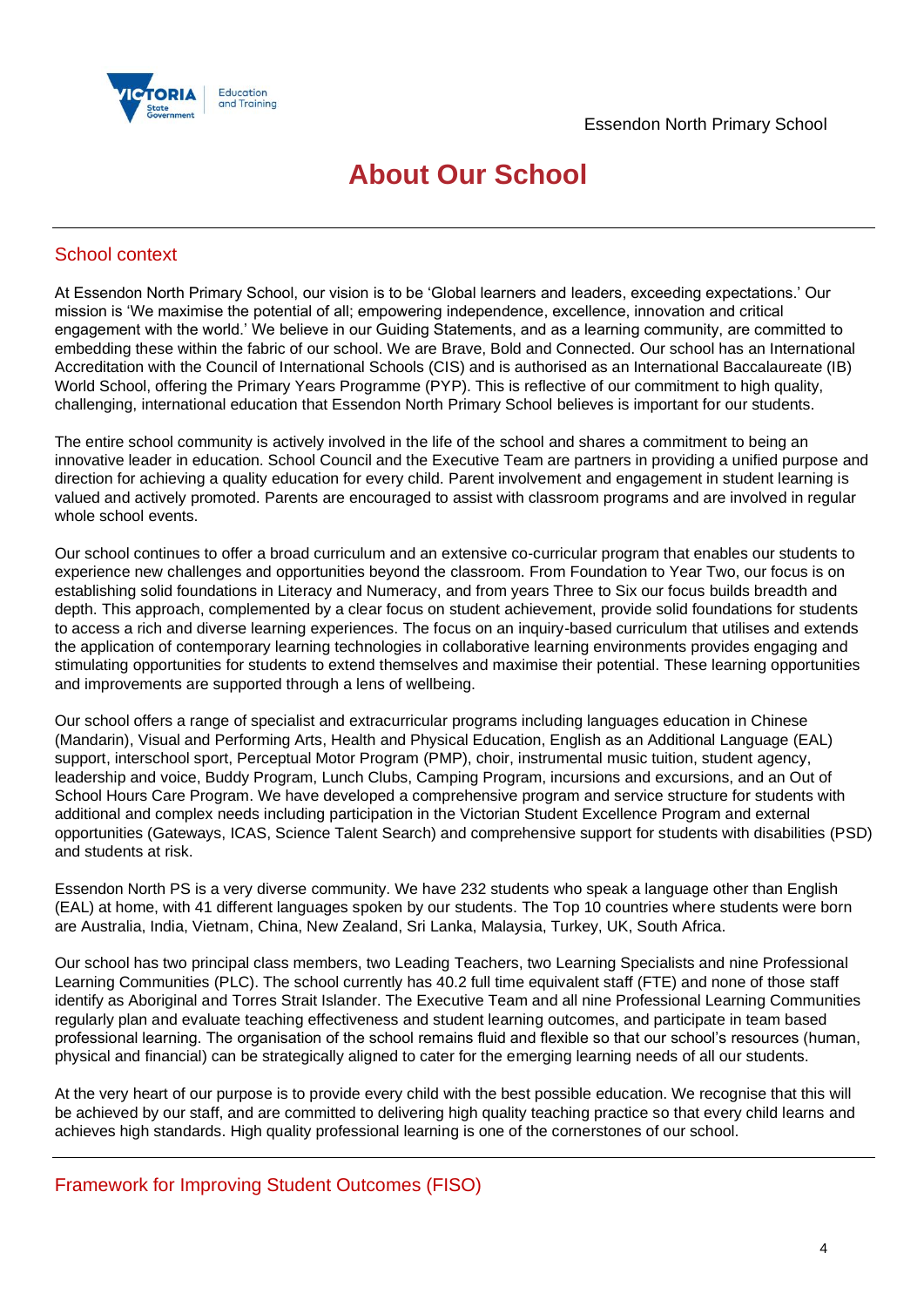# About Our School

## School context

At Essendon North Primary School, our vision is to be 'Global learners and leaders, exceeding expectations.' Our mission is 'We maximise the potential of all; empowering independence, excellence, innovation and critical engagement with the world.' We believe in our Guiding Statements, and as a learning community, are committed to embedding these within the fabric of our school. We are Brave, Bold and Connected. Our school has an International Accreditation with the Council of International Schools (CIS) and is authorised as an International Baccalaureate (IB) World School, offering the Primary Years Programme (PYP). This is reflective of our commitment to high quality, challenging, international education that Essendon North Primary School believes is important for our students.

The entire school community is actively involved in the life of the school and shares a commitment to being an innovative leader in education. School Council and the Executive Team are partners in providing a unified purpose and direction for achieving a quality education for every child. Parent involvement and engagement in student learning is valued and actively promoted. Parents are encouraged to assist with classroom programs and are involved in regular whole school events.

Our school continues to offer a broad curriculum and an extensive co-curricular program that enables our students to experience new challenges and opportunities beyond the classroom. From Foundation to Year Two, our focus is on establishing solid foundations in Literacy and Numeracy, and from years Three to Six our focus builds breadth and depth. This approach, complemented by a clear focus on student achievement, provide solid foundations for students to access a rich and diverse learning experiences. The focus on an inquiry-based curriculum that utilises and extends the application of contemporary learning technologies in collaborative learning environments provides engaging and stimulating opportunities for students to extend themselves and maximise their potential. These learning opportunities and improvements are supported through a lens of wellbeing.

Our school offers a range of specialist and extracurricular programs including languages education in Chinese (Mandarin), Visual and Performing Arts, Health and Physical Education, English as an Additional Language (EAL) support, interschool sport, Perceptual Motor Program (PMP), choir, instrumental music tuition, student agency, leadership and voice, Buddy Program, Lunch Clubs, Camping Program, incursions and excursions, and an Out of School Hours Care Program. We have developed a comprehensive program and service structure for students with additional and complex needs including participation in the Victorian Student Excellence Program and external opportunities (Gateways, ICAS, Science Talent Search) and comprehensive support for students with disabilities (PSD) and students at risk.

Essendon North PS is a very diverse community. We have 232 students who speak a language other than English (EAL) at home, with 41 different languages spoken by our students. The Top 10 countries where students were born are Australia, India, Vietnam, China, New Zealand, Sri Lanka, Malaysia, Turkey, UK, South Africa.

Our school has two principal class members, two Leading Teachers, two Learning Specialists and nine Professional Learning Communities (PLC). The school currently has 40.2 full time equivalent staff (FTE) and none of those staff identify as Aboriginal and Torres Strait Islander. The Executive Team and all nine Professional Learning Communities regularly plan and evaluate teaching effectiveness and student learning outcomes, and participate in team based professional learning. The organisation of the school remains fluid and flexible so that our school's resources (human, physical and financial) can be strategically aligned to cater for the emerging learning needs of all our students.

At the very heart of our purpose is to provide every child with the best possible education. We recognise that this will be achieved by our staff, and are committed to delivering high quality teaching practice so that every child learns and achieves high standards. High quality professional learning is one of the cornerstones of our school.

## Framework for Improving Student Outcomes (FISO)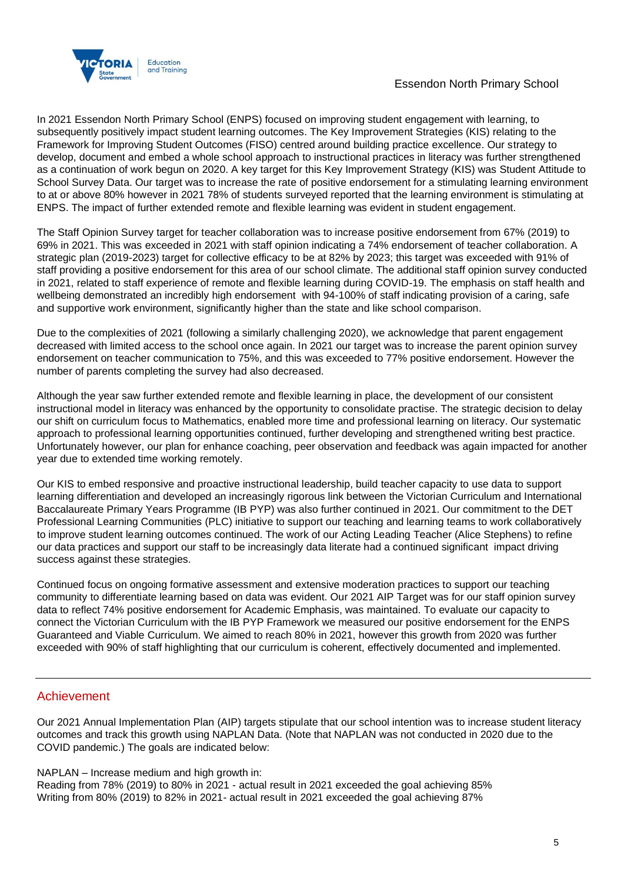In 2021 Essendon North Primary School (ENPS) focused on improving student engagement with learning, to subsequently positively impact student learning outcomes. The Key Improvement Strategies (KIS) relating to the Framework for Improving Student Outcomes (FISO) centred around building practice excellence. Our strategy to develop, document and embed a whole school approach to instructional practices in literacy was further strengthened as a continuation of work begun on 2020. A key target for this Key Improvement Strategy (KIS) was Student Attitude to School Survey Data. Our target was to increase the rate of positive endorsement for a stimulating learning environment to at or above 80% however in 2021 78% of students surveyed reported that the learning environment is stimulating at ENPS. The impact of further extended remote and flexible learning was evident in student engagement.

The Staff Opinion Survey target for teacher collaboration was to increase positive endorsement from 67% (2019) to 69% in 2021. This was exceeded in 2021 with staff opinion indicating a 74% endorsement of teacher collaboration. A strategic plan (2019-2023) target for collective efficacy to be at 82% by 2023; this target was exceeded with 91% of staff providing a positive endorsement for this area of our school climate. The additional staff opinion survey conducted in 2021, related to staff experience of remote and flexible learning during COVID-19. The emphasis on staff health and wellbeing demonstrated an incredibly high endorsement with 94-100% of staff indicating provision of a caring, safe and supportive work environment, significantly higher than the state and like school comparison.

Due to the complexities of 2021 (following a similarly challenging 2020), we acknowledge that parent engagement decreased with limited access to the school once again. In 2021 our target was to increase the parent opinion survey endorsement on teacher communication to 75%, and this was exceeded to 77% positive endorsement. However the number of parents completing the survey had also decreased.

Although the year saw further extended remote and flexible learning in place, the development of our consistent instructional model in literacy was enhanced by the opportunity to consolidate practise. The strategic decision to delay our shift on curriculum focus to Mathematics, enabled more time and professional learning on literacy. Our systematic approach to professional learning opportunities continued, further developing and strengthened writing best practice. Unfortunately however, our plan for enhance coaching, peer observation and feedback was again impacted for another year due to extended time working remotely.

Our KIS to embed responsive and proactive instructional leadership, build teacher capacity to use data to support learning differentiation and developed an increasingly rigorous link between the Victorian Curriculum and International Baccalaureate Primary Years Programme (IB PYP) was also further continued in 2021. Our commitment to the DET Professional Learning Communities (PLC) initiative to support our teaching and learning teams to work collaboratively to improve student learning outcomes continued. The work of our Acting Leading Teacher (Alice Stephens) to refine our data practices and support our staff to be increasingly data literate had a continued significant impact driving success against these strategies.

Continued focus on ongoing formative assessment and extensive moderation practices to support our teaching community to differentiate learning based on data was evident. Our 2021 AIP Target was for our staff opinion survey data to reflect 74% positive endorsement for Academic Emphasis, was maintained. To evaluate our capacity to connect the Victorian Curriculum with the IB PYP Framework we measured our positive endorsement for the ENPS Guaranteed and Viable Curriculum. We aimed to reach 80% in 2021, however this growth from 2020 was further exceeded with 90% of staff highlighting that our curriculum is coherent, effectively documented and implemented.

## Achievement

Our 2021 Annual Implementation Plan (AIP) targets stipulate that our school intention was to increase student literacy outcomes and track this growth using NAPLAN Data. (Note that NAPLAN was not conducted in 2020 due to the COVID pandemic.) The goals are indicated below:

NAPLAN – Increase medium and high growth in:
Reading from 78% (2019) to 80% in 2021 - actual result in 2021 exceeded the goal achieving 85%
Writing from 80% (2019) to 82% in 2021- actual result in 2021 exceeded the goal achieving 87%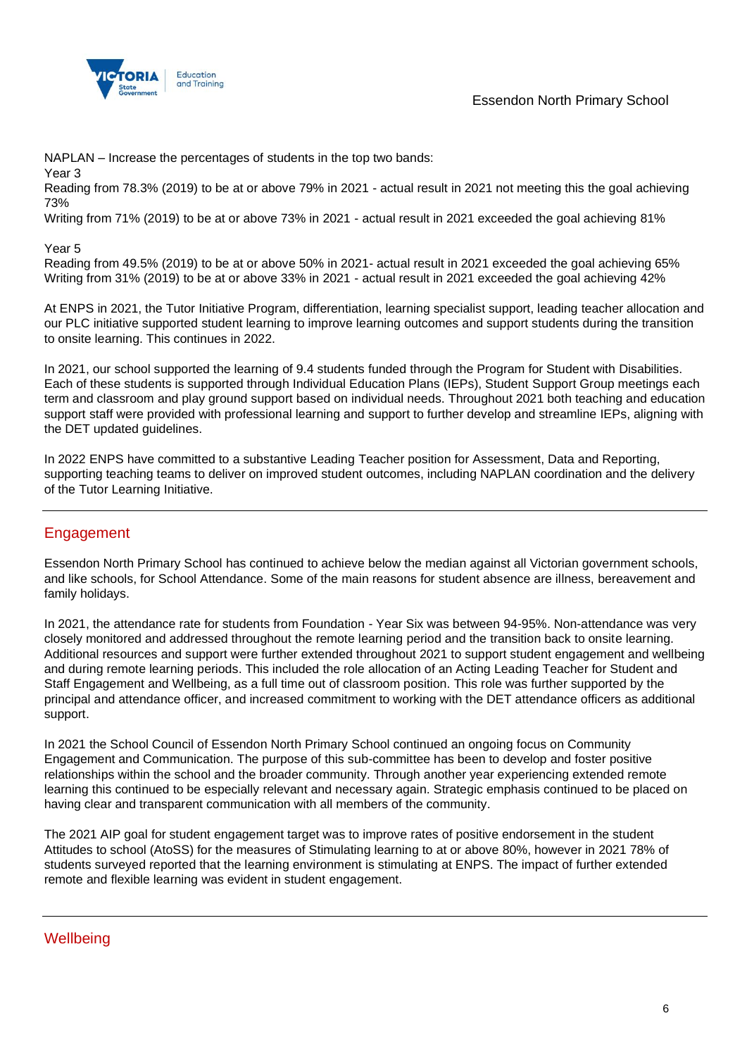NAPLAN – Increase the percentages of students in the top two bands:

Year 3

Reading from 78.3% (2019) to be at or above 79% in 2021 - actual result in 2021 not meeting this the goal achieving 73%

Writing from 71% (2019) to be at or above 73% in 2021 - actual result in 2021 exceeded the goal achieving 81%

Year 5

Reading from 49.5% (2019) to be at or above 50% in 2021- actual result in 2021 exceeded the goal achieving 65%

Writing from 31% (2019) to be at or above 33% in 2021 - actual result in 2021 exceeded the goal achieving 42%

At ENPS in 2021, the Tutor Initiative Program, differentiation, learning specialist support, leading teacher allocation and our PLC initiative supported student learning to improve learning outcomes and support students during the transition to onsite learning. This continues in 2022.

In 2021, our school supported the learning of 9.4 students funded through the Program for Student with Disabilities. Each of these students is supported through Individual Education Plans (IEPs), Student Support Group meetings each term and classroom and play ground support based on individual needs. Throughout 2021 both teaching and education support staff were provided with professional learning and support to further develop and streamline IEPs, aligning with the DET updated guidelines.

In 2022 ENPS have committed to a substantive Leading Teacher position for Assessment, Data and Reporting, supporting teaching teams to deliver on improved student outcomes, including NAPLAN coordination and the delivery of the Tutor Learning Initiative.

## Engagement

Essendon North Primary School has continued to achieve below the median against all Victorian government schools, and like schools, for School Attendance. Some of the main reasons for student absence are illness, bereavement and family holidays.

In 2021, the attendance rate for students from Foundation - Year Six was between 94-95%. Non-attendance was very closely monitored and addressed throughout the remote learning period and the transition back to onsite learning. Additional resources and support were further extended throughout 2021 to support student engagement and wellbeing and during remote learning periods. This included the role allocation of an Acting Leading Teacher for Student and Staff Engagement and Wellbeing, as a full time out of classroom position. This role was further supported by the principal and attendance officer, and increased commitment to working with the DET attendance officers as additional support.

In 2021 the School Council of Essendon North Primary School continued an ongoing focus on Community Engagement and Communication. The purpose of this sub-committee has been to develop and foster positive relationships within the school and the broader community. Through another year experiencing extended remote learning this continued to be especially relevant and necessary again. Strategic emphasis continued to be placed on having clear and transparent communication with all members of the community.

The 2021 AIP goal for student engagement target was to improve rates of positive endorsement in the student Attitudes to school (AtoSS) for the measures of Stimulating learning to at or above 80%, however in 2021 78% of students surveyed reported that the learning environment is stimulating at ENPS. The impact of further extended remote and flexible learning was evident in student engagement.

## Wellbeing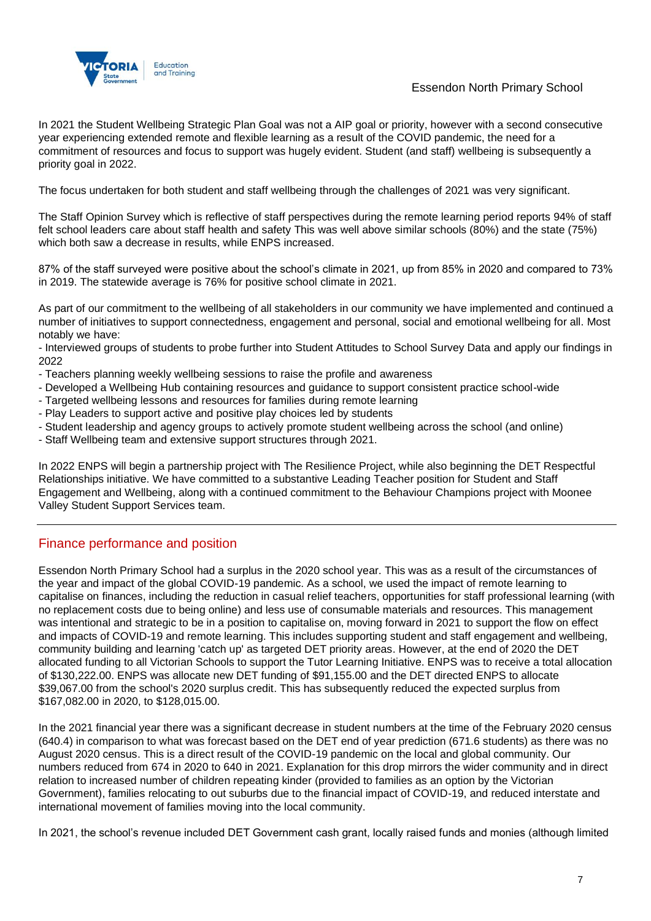In 2021 the Student Wellbeing Strategic Plan Goal was not a AIP goal or priority, however with a second consecutive year experiencing extended remote and flexible learning as a result of the COVID pandemic, the need for a commitment of resources and focus to support was hugely evident. Student (and staff) wellbeing is subsequently a priority goal in 2022.

The focus undertaken for both student and staff wellbeing through the challenges of 2021 was very significant.

The Staff Opinion Survey which is reflective of staff perspectives during the remote learning period reports 94% of staff felt school leaders care about staff health and safety This was well above similar schools (80%) and the state (75%) which both saw a decrease in results, while ENPS increased.

87% of the staff surveyed were positive about the school's climate in 2021, up from 85% in 2020 and compared to 73% in 2019. The statewide average is 76% for positive school climate in 2021.

As part of our commitment to the wellbeing of all stakeholders in our community we have implemented and continued a number of initiatives to support connectedness, engagement and personal, social and emotional wellbeing for all. Most notably we have:

- Interviewed groups of students to probe further into Student Attitudes to School Survey Data and apply our findings in 2022
- Teachers planning weekly wellbeing sessions to raise the profile and awareness
- Developed a Wellbeing Hub containing resources and guidance to support consistent practice school-wide
- Targeted wellbeing lessons and resources for families during remote learning
- Play Leaders to support active and positive play choices led by students
- Student leadership and agency groups to actively promote student wellbeing across the school (and online)
- Staff Wellbeing team and extensive support structures through 2021.

In 2022 ENPS will begin a partnership project with The Resilience Project, while also beginning the DET Respectful Relationships initiative. We have committed to a substantive Leading Teacher position for Student and Staff Engagement and Wellbeing, along with a continued commitment to the Behaviour Champions project with Moonee Valley Student Support Services team.

## Finance performance and position

Essendon North Primary School had a surplus in the 2020 school year. This was as a result of the circumstances of the year and impact of the global COVID-19 pandemic. As a school, we used the impact of remote learning to capitalise on finances, including the reduction in casual relief teachers, opportunities for staff professional learning (with no replacement costs due to being online) and less use of consumable materials and resources. This management was intentional and strategic to be in a position to capitalise on, moving forward in 2021 to support the flow on effect and impacts of COVID-19 and remote learning. This includes supporting student and staff engagement and wellbeing, community building and learning 'catch up' as targeted DET priority areas. However, at the end of 2020 the DET allocated funding to all Victorian Schools to support the Tutor Learning Initiative. ENPS was to receive a total allocation of $130,222.00. ENPS was allocate new DET funding of $91,155.00 and the DET directed ENPS to allocate $39,067.00 from the school's 2020 surplus credit. This has subsequently reduced the expected surplus from $167,082.00 in 2020, to $128,015.00.

In the 2021 financial year there was a significant decrease in student numbers at the time of the February 2020 census (640.4) in comparison to what was forecast based on the DET end of year prediction (671.6 students) as there was no August 2020 census. This is a direct result of the COVID-19 pandemic on the local and global community. Our numbers reduced from 674 in 2020 to 640 in 2021. Explanation for this drop mirrors the wider community and in direct relation to increased number of children repeating kinder (provided to families as an option by the Victorian Government), families relocating to out suburbs due to the financial impact of COVID-19, and reduced interstate and international movement of families moving into the local community.

In 2021, the school's revenue included DET Government cash grant, locally raised funds and monies (although limited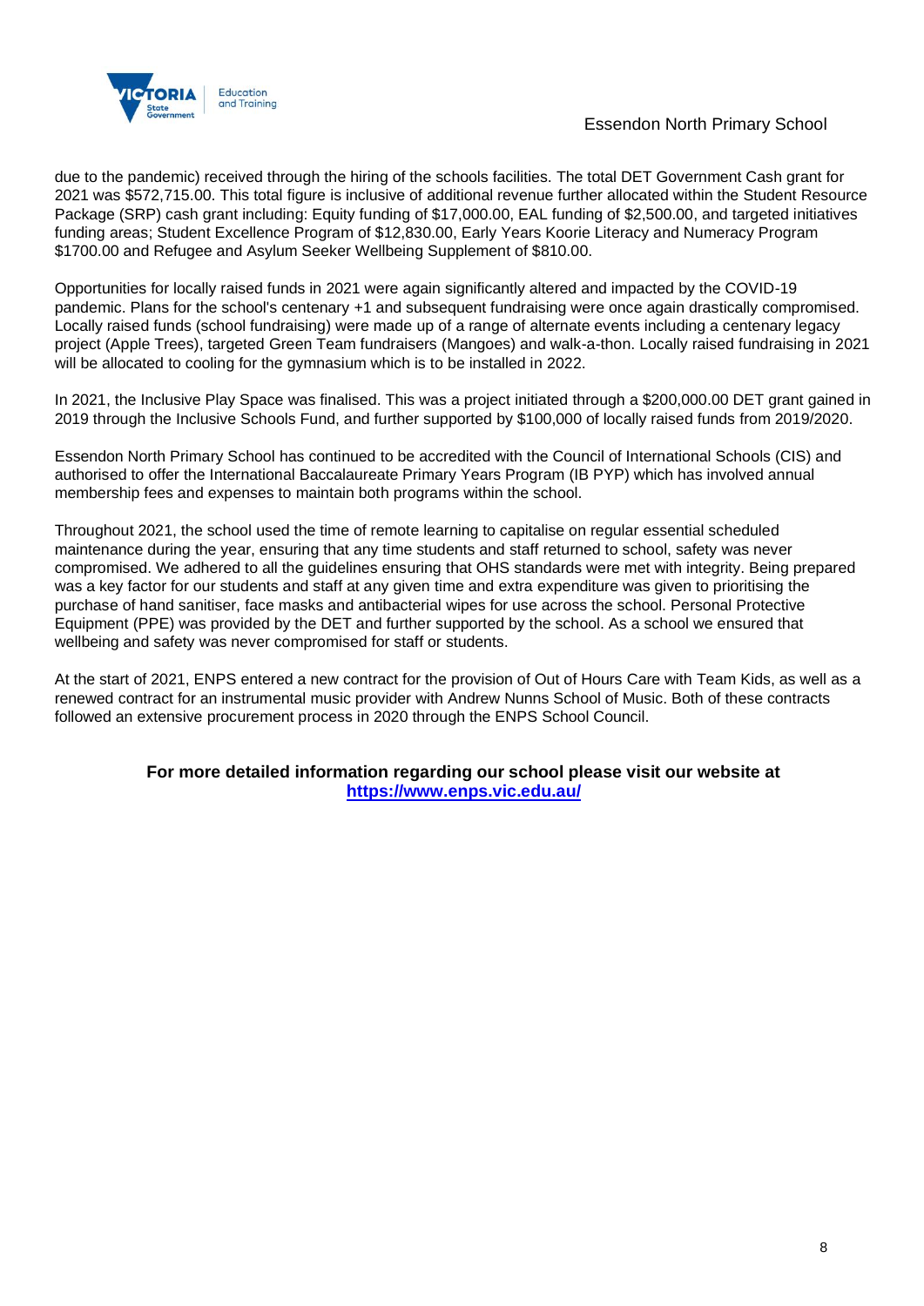due to the pandemic) received through the hiring of the schools facilities. The total DET Government Cash grant for 2021 was $572,715.00. This total figure is inclusive of additional revenue further allocated within the Student Resource Package (SRP) cash grant including: Equity funding of $17,000.00, EAL funding of $2,500.00, and targeted initiatives funding areas; Student Excellence Program of $12,830.00, Early Years Koorie Literacy and Numeracy Program $1700.00 and Refugee and Asylum Seeker Wellbeing Supplement of $810.00.

Opportunities for locally raised funds in 2021 were again significantly altered and impacted by the COVID-19 pandemic. Plans for the school's centenary +1 and subsequent fundraising were once again drastically compromised. Locally raised funds (school fundraising) were made up of a range of alternate events including a centenary legacy project (Apple Trees), targeted Green Team fundraisers (Mangoes) and walk-a-thon. Locally raised fundraising in 2021 will be allocated to cooling for the gymnasium which is to be installed in 2022.

In 2021, the Inclusive Play Space was finalised. This was a project initiated through a $200,000.00 DET grant gained in 2019 through the Inclusive Schools Fund, and further supported by $100,000 of locally raised funds from 2019/2020.

Essendon North Primary School has continued to be accredited with the Council of International Schools (CIS) and authorised to offer the International Baccalaureate Primary Years Program (IB PYP) which has involved annual membership fees and expenses to maintain both programs within the school.

Throughout 2021, the school used the time of remote learning to capitalise on regular essential scheduled maintenance during the year, ensuring that any time students and staff returned to school, safety was never compromised. We adhered to all the guidelines ensuring that OHS standards were met with integrity. Being prepared was a key factor for our students and staff at any given time and extra expenditure was given to prioritising the purchase of hand sanitiser, face masks and antibacterial wipes for use across the school. Personal Protective Equipment (PPE) was provided by the DET and further supported by the school. As a school we ensured that wellbeing and safety was never compromised for staff or students.

At the start of 2021, ENPS entered a new contract for the provision of Out of Hours Care with Team Kids, as well as a renewed contract for an instrumental music provider with Andrew Nunns School of Music. Both of these contracts followed an extensive procurement process in 2020 through the ENPS School Council.

**For more detailed information regarding our school please visit our website at**
**[https://www.enps.vic.edu.au/](https://www.enps.vic.edu.au/)**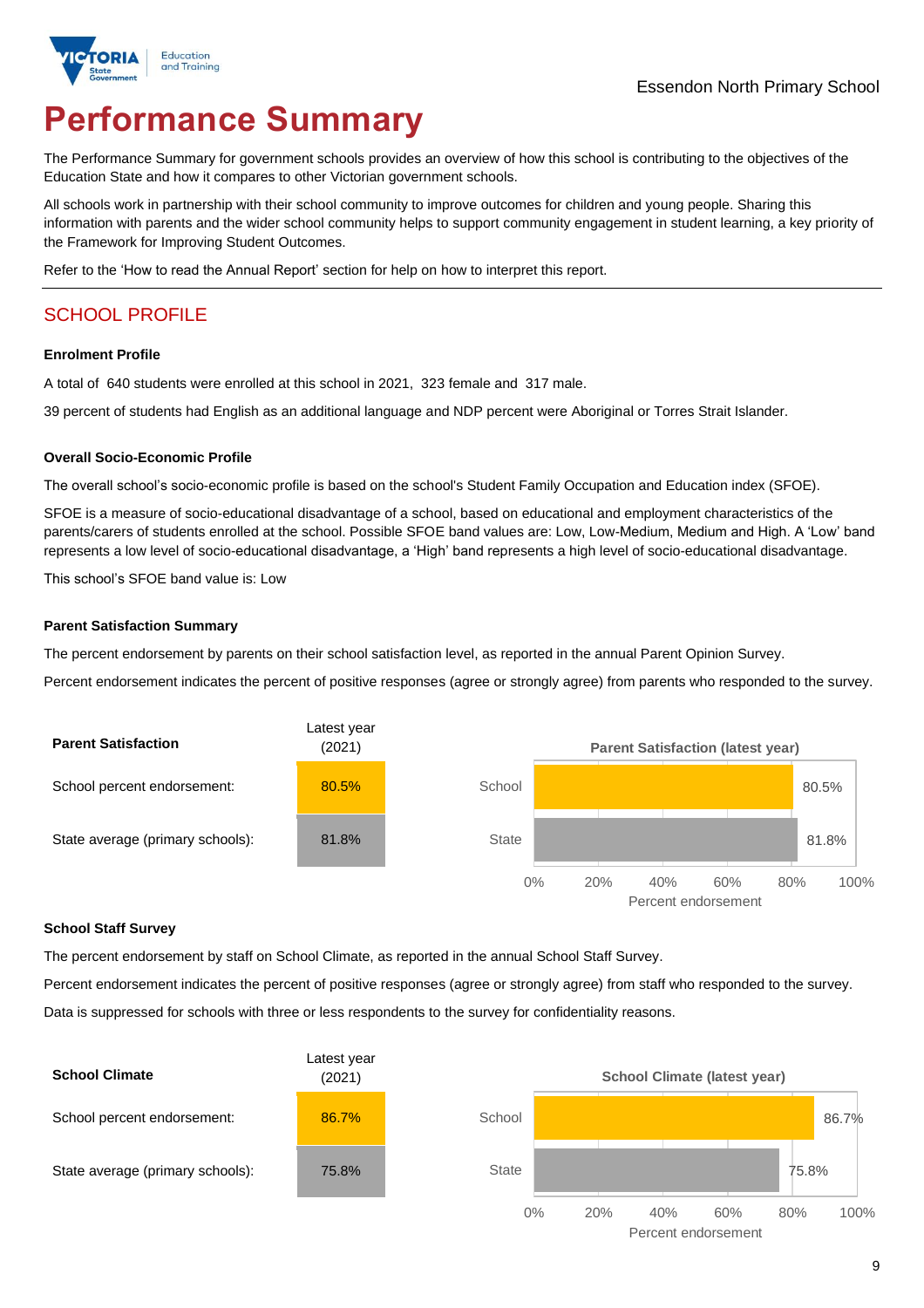Essendon North Primary School

# Performance Summary

The Performance Summary for government schools provides an overview of how this school is contributing to the objectives of the Education State and how it compares to other Victorian government schools.

All schools work in partnership with their school community to improve outcomes for children and young people. Sharing this information with parents and the wider school community helps to support community engagement in student learning, a key priority of the Framework for Improving Student Outcomes.

Refer to the 'How to read the Annual Report' section for help on how to interpret this report.

## SCHOOL PROFILE

### Enrolment Profile

A total of 640 students were enrolled at this school in 2021, 323 female and 317 male.

39 percent of students had English as an additional language and NDP percent were Aboriginal or Torres Strait Islander.

### Overall Socio-Economic Profile

The overall school's socio-economic profile is based on the school's Student Family Occupation and Education index (SFOE).

SFOE is a measure of socio-educational disadvantage of a school, based on educational and employment characteristics of the parents/carers of students enrolled at the school. Possible SFOE band values are: Low, Low-Medium, Medium and High. A 'Low' band represents a low level of socio-educational disadvantage, a 'High' band represents a high level of socio-educational disadvantage.

This school's SFOE band value is: Low

### Parent Satisfaction Summary

The percent endorsement by parents on their school satisfaction level, as reported in the annual Parent Opinion Survey.

Percent endorsement indicates the percent of positive responses (agree or strongly agree) from parents who responded to the survey.

| Parent Satisfaction | Latest year (2021) |
|---|---|
| School percent endorsement: | 80.5% |
| State average (primary schools): | 81.8% |

**Parent Satisfaction (latest year)**

| | Percent endorsement |
|---|---|
| School | 80.5% |
| State | 81.8% |

### School Staff Survey

The percent endorsement by staff on School Climate, as reported in the annual School Staff Survey.

Percent endorsement indicates the percent of positive responses (agree or strongly agree) from staff who responded to the survey.

Data is suppressed for schools with three or less respondents to the survey for confidentiality reasons.

| School Climate | Latest year (2021) |
|---|---|
| School percent endorsement: | 86.7% |
| State average (primary schools): | 75.8% |

**School Climate (latest year)**

| | Percent endorsement |
|---|---|
| School | 86.7% |
| State | 75.8% |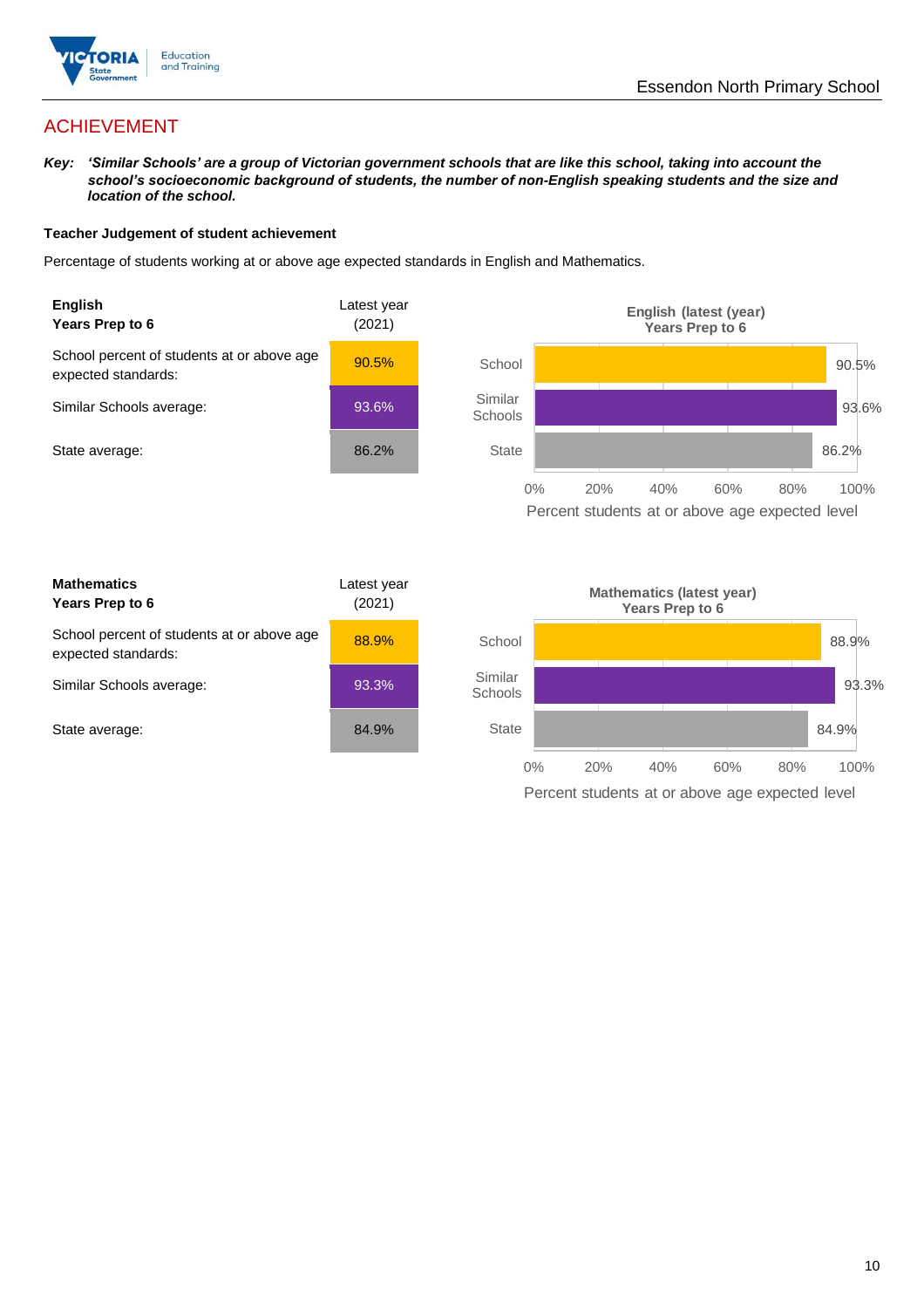# ACHIEVEMENT

***Key:** 'Similar Schools' are a group of Victorian government schools that are like this school, taking into account the school's socioeconomic background of students, the number of non-English speaking students and the size and location of the school.*

### Teacher Judgement of student achievement

Percentage of students working at or above age expected standards in English and Mathematics.

| **English** **Years Prep to 6** | Latest year (2021) |
|---|---|
| School percent of students at or above age expected standards: | 90.5% |
| Similar Schools average: | 93.6% |
| State average: | 86.2% |

**English (latest (year) Years Prep to 6**

| | Percent students at or above age expected level |
|---|---|
| School | 90.5% |
| Similar Schools | 93.6% |
| State | 86.2% |

| **Mathematics** **Years Prep to 6** | Latest year (2021) |
|---|---|
| School percent of students at or above age expected standards: | 88.9% |
| Similar Schools average: | 93.3% |
| State average: | 84.9% |

**Mathematics (latest year) Years Prep to 6**

| | Percent students at or above age expected level |
|---|---|
| School | 88.9% |
| Similar Schools | 93.3% |
| State | 84.9% |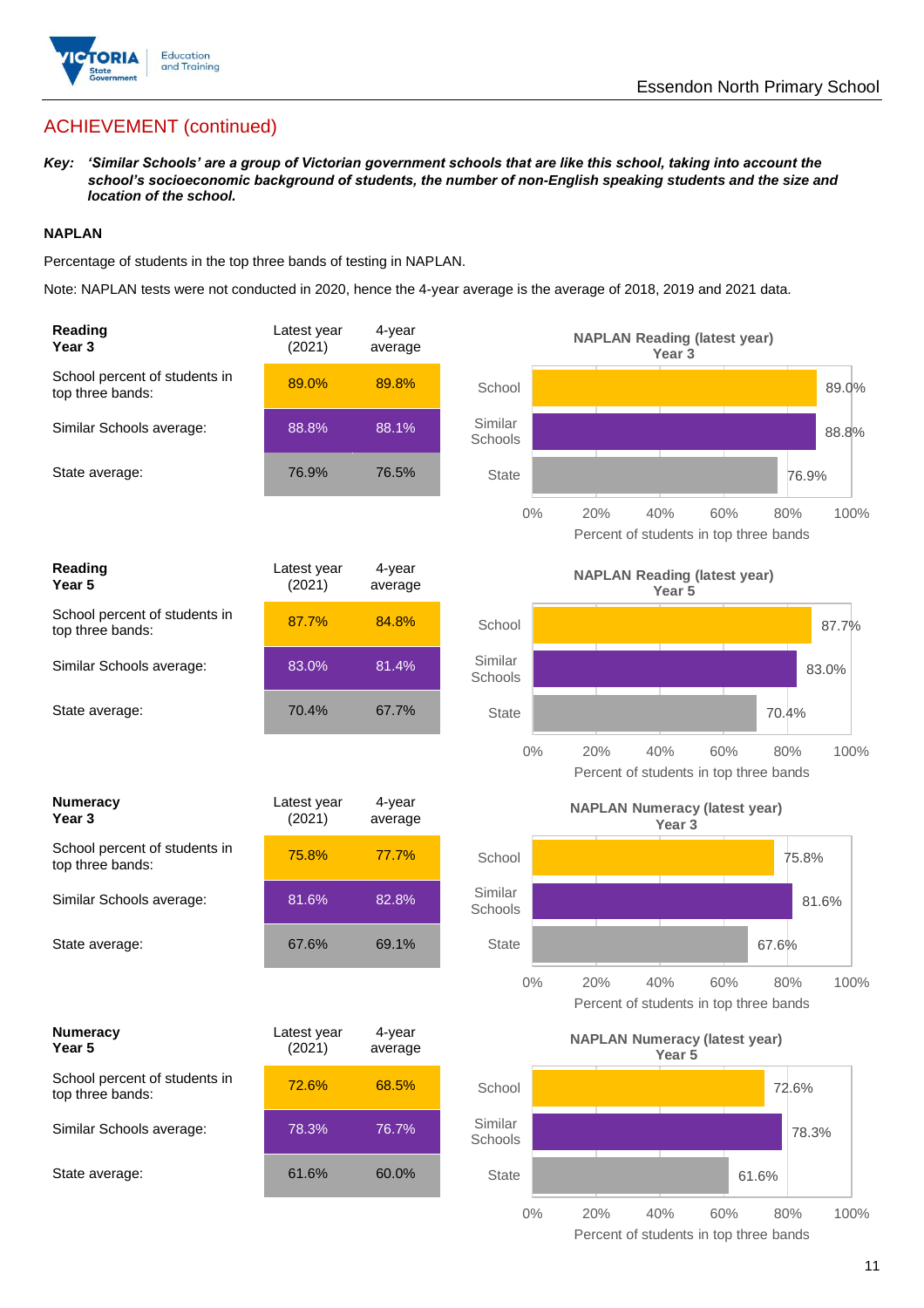## ACHIEVEMENT (continued)

***Key:*** ***'Similar Schools' are a group of Victorian government schools that are like this school, taking into account the school's socioeconomic background of students, the number of non-English speaking students and the size and location of the school.***

**NAPLAN**

Percentage of students in the top three bands of testing in NAPLAN.

Note: NAPLAN tests were not conducted in 2020, hence the 4-year average is the average of 2018, 2019 and 2021 data.

| **Reading Year 3** | Latest year (2021) | 4-year average |
|---|---|---|
| School percent of students in top three bands: | 89.0% | 89.8% |
| Similar Schools average: | 88.8% | 88.1% |
| State average: | 76.9% | 76.5% |

**NAPLAN Reading (latest year) Year 3**

| | Percent of students in top three bands |
|---|---|
| School | 89.0% |
| Similar Schools | 88.8% |
| State | 76.9% |

| **Reading Year 5** | Latest year (2021) | 4-year average |
|---|---|---|
| School percent of students in top three bands: | 87.7% | 84.8% |
| Similar Schools average: | 83.0% | 81.4% |
| State average: | 70.4% | 67.7% |

**NAPLAN Reading (latest year) Year 5**

| | Percent of students in top three bands |
|---|---|
| School | 87.7% |
| Similar Schools | 83.0% |
| State | 70.4% |

| **Numeracy Year 3** | Latest year (2021) | 4-year average |
|---|---|---|
| School percent of students in top three bands: | 75.8% | 77.7% |
| Similar Schools average: | 81.6% | 82.8% |
| State average: | 67.6% | 69.1% |

**NAPLAN Numeracy (latest year) Year 3**

| | Percent of students in top three bands |
|---|---|
| School | 75.8% |
| Similar Schools | 81.6% |
| State | 67.6% |

| **Numeracy Year 5** | Latest year (2021) | 4-year average |
|---|---|---|
| School percent of students in top three bands: | 72.6% | 68.5% |
| Similar Schools average: | 78.3% | 76.7% |
| State average: | 61.6% | 60.0% |

**NAPLAN Numeracy (latest year) Year 5**

| | Percent of students in top three bands |
|---|---|
| School | 72.6% |
| Similar Schools | 78.3% |
| State | 61.6% |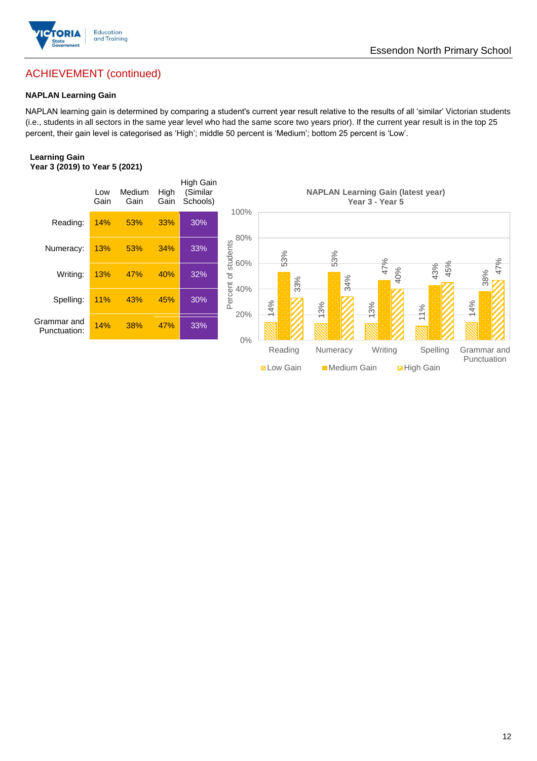## ACHIEVEMENT (continued)

### NAPLAN Learning Gain

NAPLAN learning gain is determined by comparing a student's current year result relative to the results of all 'similar' Victorian students (i.e., students in all sectors in the same year level who had the same score two years prior). If the current year result is in the top 25 percent, their gain level is categorised as 'High'; middle 50 percent is 'Medium'; bottom 25 percent is 'Low'.

**Learning Gain**
**Year 3 (2019) to Year 5 (2021)**

| | Low Gain | Medium Gain | High Gain | High Gain (Similar Schools) |
|---|---|---|---|---|
| Reading: | 14% | 53% | 33% | 30% |
| Numeracy: | 13% | 53% | 34% | 33% |
| Writing: | 13% | 47% | 40% | 32% |
| Spelling: | 11% | 43% | 45% | 30% |
| Grammar and Punctuation: | 14% | 38% | 47% | 33% |

**NAPLAN Learning Gain (latest year)**
**Year 3 - Year 5**

| | Low Gain | Medium Gain | High Gain |
|---|---|---|---|
| Reading | 14% | 53% | 33% |
| Numeracy | 13% | 53% | 34% |
| Writing | 13% | 47% | 40% |
| Spelling | 11% | 43% | 45% |
| Grammar and Punctuation | 14% | 38% | 47% |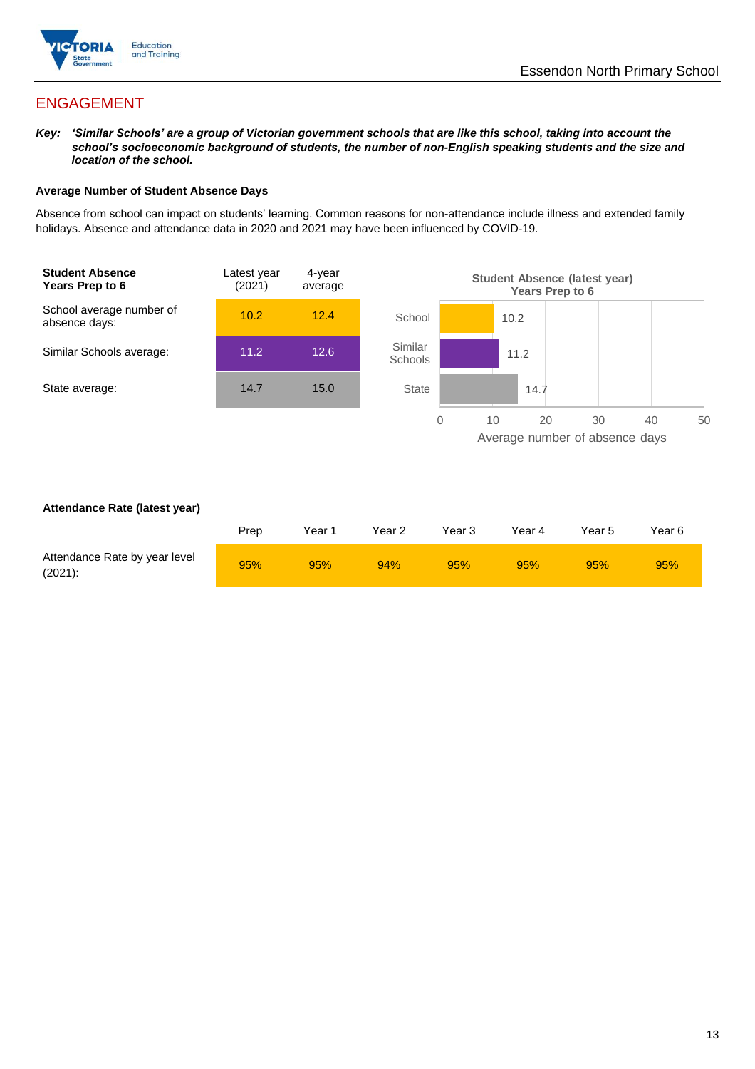# ENGAGEMENT

***Key:*** ***'Similar Schools' are a group of Victorian government schools that are like this school, taking into account the school's socioeconomic background of students, the number of non-English speaking students and the size and location of the school.***

**Average Number of Student Absence Days**

Absence from school can impact on students' learning. Common reasons for non-attendance include illness and extended family holidays. Absence and attendance data in 2020 and 2021 may have been influenced by COVID-19.

| Student Absence Years Prep to 6 | Latest year (2021) | 4-year average |
|---|---|---|
| School average number of absence days: | 10.2 | 12.4 |
| Similar Schools average: | 11.2 | 12.6 |
| State average: | 14.7 | 15.0 |

**Student Absence (latest year) Years Prep to 6**

| | Average number of absence days |
|---|---|
| School | 10.2 |
| Similar Schools | 11.2 |
| State | 14.7 |

**Attendance Rate (latest year)**

| | Prep | Year 1 | Year 2 | Year 3 | Year 4 | Year 5 | Year 6 |
|---|---|---|---|---|---|---|---|
| Attendance Rate by year level (2021): | 95% | 95% | 94% | 95% | 95% | 95% | 95% |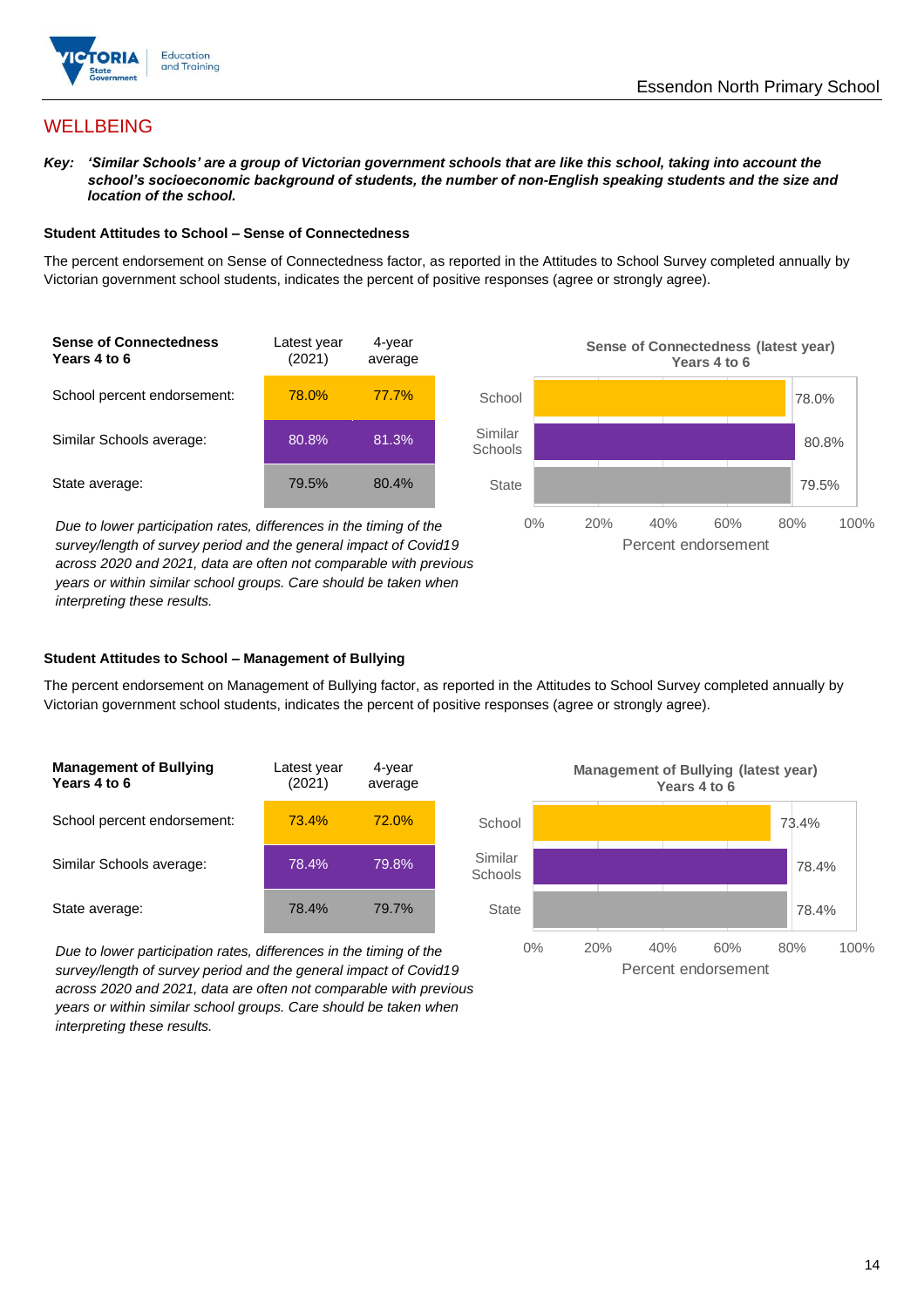## WELLBEING

***Key:** 'Similar Schools' are a group of Victorian government schools that are like this school, taking into account the school's socioeconomic background of students, the number of non-English speaking students and the size and location of the school.*

### Student Attitudes to School – Sense of Connectedness

The percent endorsement on Sense of Connectedness factor, as reported in the Attitudes to School Survey completed annually by Victorian government school students, indicates the percent of positive responses (agree or strongly agree).

| Sense of Connectedness Years 4 to 6 | Latest year (2021) | 4-year average |
|---|---|---|
| School percent endorsement: | 78.0% | 77.7% |
| Similar Schools average: | 80.8% | 81.3% |
| State average: | 79.5% | 80.4% |

*Due to lower participation rates, differences in the timing of the survey/length of survey period and the general impact of Covid19 across 2020 and 2021, data are often not comparable with previous years or within similar school groups. Care should be taken when interpreting these results.*

**Sense of Connectedness (latest year) Years 4 to 6**

| | Percent endorsement |
|---|---|
| School | 78.0% |
| Similar Schools | 80.8% |
| State | 79.5% |

### Student Attitudes to School – Management of Bullying

The percent endorsement on Management of Bullying factor, as reported in the Attitudes to School Survey completed annually by Victorian government school students, indicates the percent of positive responses (agree or strongly agree).

| Management of Bullying Years 4 to 6 | Latest year (2021) | 4-year average |
|---|---|---|
| School percent endorsement: | 73.4% | 72.0% |
| Similar Schools average: | 78.4% | 79.8% |
| State average: | 78.4% | 79.7% |

*Due to lower participation rates, differences in the timing of the survey/length of survey period and the general impact of Covid19 across 2020 and 2021, data are often not comparable with previous years or within similar school groups. Care should be taken when interpreting these results.*

**Management of Bullying (latest year) Years 4 to 6**

| | Percent endorsement |
|---|---|
| School | 73.4% |
| Similar Schools | 78.4% |
| State | 78.4% |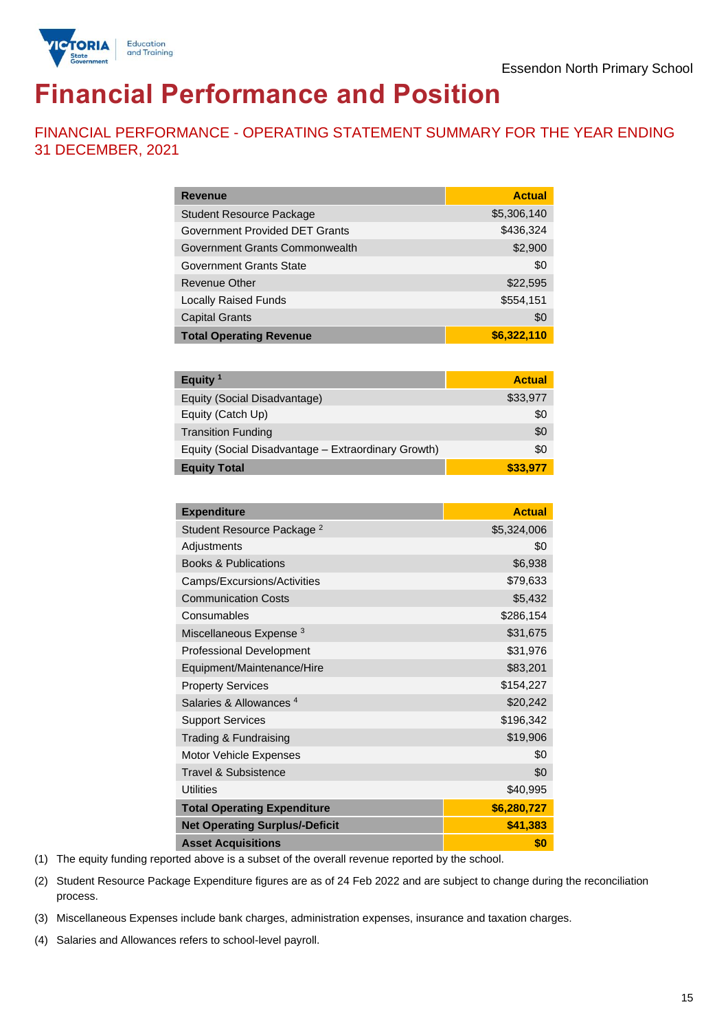Essendon North Primary School

# Financial Performance and Position

## FINANCIAL PERFORMANCE - OPERATING STATEMENT SUMMARY FOR THE YEAR ENDING 31 DECEMBER, 2021

| Revenue | Actual |
|---|---|
| Student Resource Package | $5,306,140 |
| Government Provided DET Grants | $436,324 |
| Government Grants Commonwealth | $2,900 |
| Government Grants State | $0 |
| Revenue Other | $22,595 |
| Locally Raised Funds | $554,151 |
| Capital Grants | $0 |
| **Total Operating Revenue** | **$6,322,110** |

| Equity [1] | Actual |
|---|---|
| Equity (Social Disadvantage) | $33,977 |
| Equity (Catch Up) | $0 |
| Transition Funding | $0 |
| Equity (Social Disadvantage – Extraordinary Growth) | $0 |
| **Equity Total** | **$33,977** |

| Expenditure | Actual |
|---|---|
| Student Resource Package [2] | $5,324,006 |
| Adjustments | $0 |
| Books & Publications | $6,938 |
| Camps/Excursions/Activities | $79,633 |
| Communication Costs | $5,432 |
| Consumables | $286,154 |
| Miscellaneous Expense [3] | $31,675 |
| Professional Development | $31,976 |
| Equipment/Maintenance/Hire | $83,201 |
| Property Services | $154,227 |
| Salaries & Allowances [4] | $20,242 |
| Support Services | $196,342 |
| Trading & Fundraising | $19,906 |
| Motor Vehicle Expenses | $0 |
| Travel & Subsistence | $0 |
| Utilities | $40,995 |
| **Total Operating Expenditure** | **$6,280,727** |
| **Net Operating Surplus/-Deficit** | **$41,383** |
| **Asset Acquisitions** | **$0** |

(1) The equity funding reported above is a subset of the overall revenue reported by the school.

(2) Student Resource Package Expenditure figures are as of 24 Feb 2022 and are subject to change during the reconciliation process.

(3) Miscellaneous Expenses include bank charges, administration expenses, insurance and taxation charges.

(4) Salaries and Allowances refers to school-level payroll.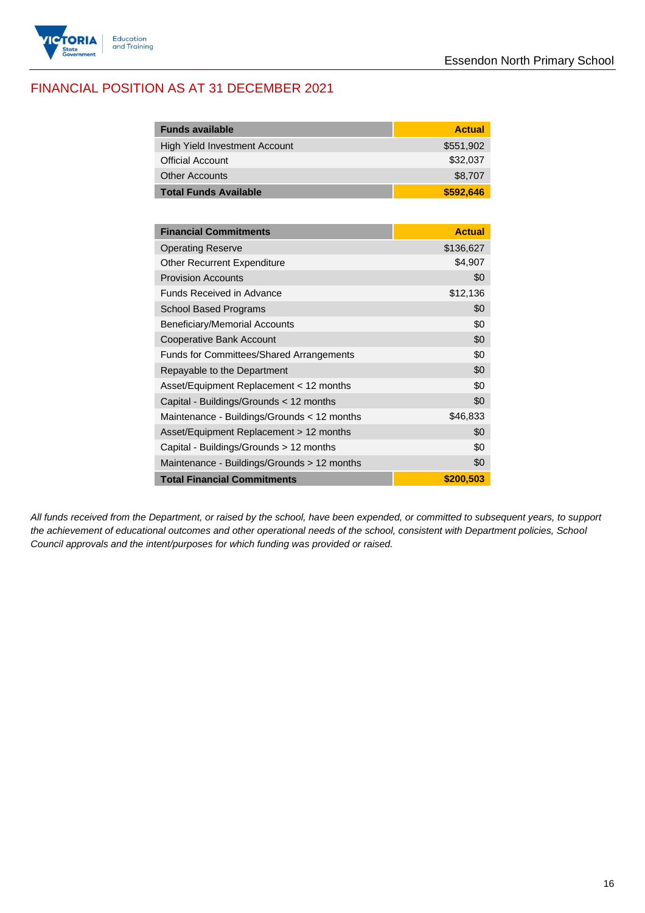# FINANCIAL POSITION AS AT 31 DECEMBER 2021

| Funds available | Actual |
|---|---|
| High Yield Investment Account | $551,902 |
| Official Account | $32,037 |
| Other Accounts | $8,707 |
| **Total Funds Available** | **$592,646** |

| Financial Commitments | Actual |
|---|---|
| Operating Reserve | $136,627 |
| Other Recurrent Expenditure | $4,907 |
| Provision Accounts | $0 |
| Funds Received in Advance | $12,136 |
| School Based Programs | $0 |
| Beneficiary/Memorial Accounts | $0 |
| Cooperative Bank Account | $0 |
| Funds for Committees/Shared Arrangements | $0 |
| Repayable to the Department | $0 |
| Asset/Equipment Replacement < 12 months | $0 |
| Capital - Buildings/Grounds < 12 months | $0 |
| Maintenance - Buildings/Grounds < 12 months | $46,833 |
| Asset/Equipment Replacement > 12 months | $0 |
| Capital - Buildings/Grounds > 12 months | $0 |
| Maintenance - Buildings/Grounds > 12 months | $0 |
| **Total Financial Commitments** | **$200,503** |

*All funds received from the Department, or raised by the school, have been expended, or committed to subsequent years, to support the achievement of educational outcomes and other operational needs of the school, consistent with Department policies, School Council approvals and the intent/purposes for which funding was provided or raised.*